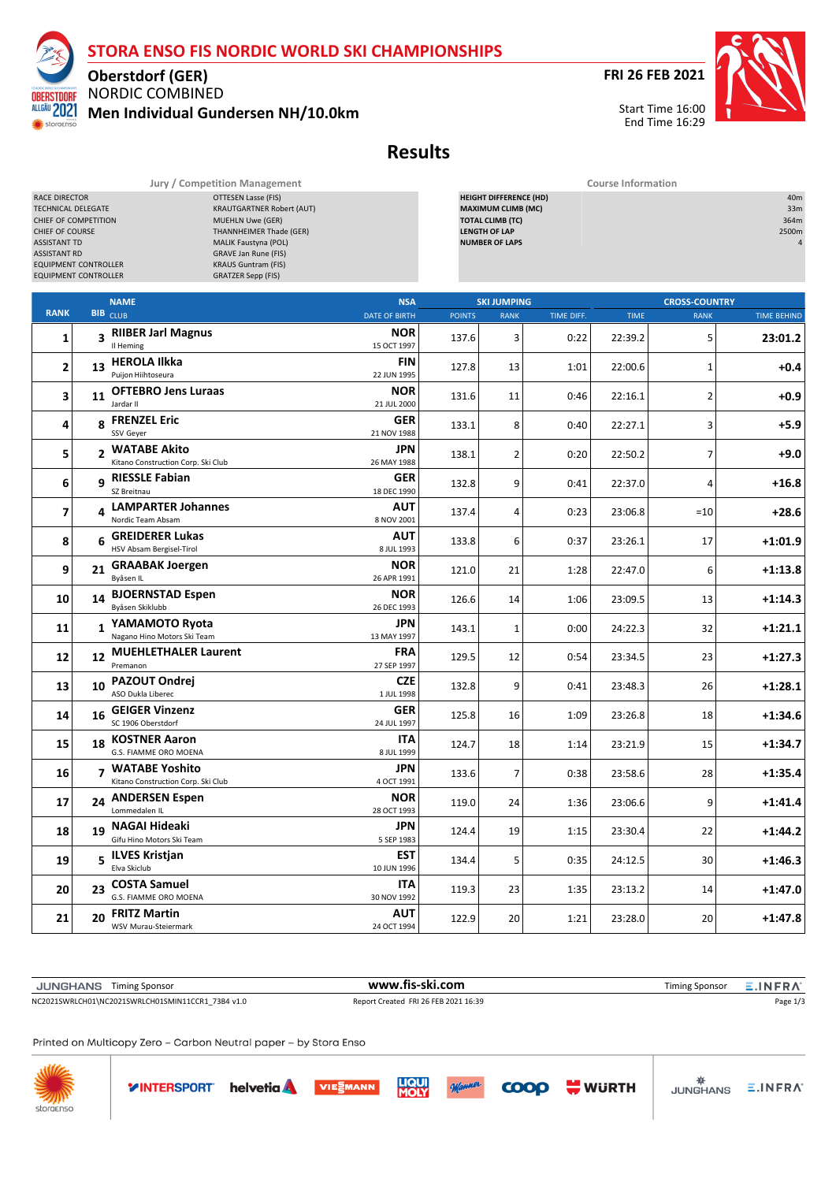# STORA ENSO FIS NORDIC WORLD SKI CHAMPIONSHIPS

**Oberstdorf (GER)**

NORDIC COMBINED

**Men Individual Gundersen NH/10.0km**

**FRI 26 FEB 2021**

Start Time 16:00
End Time 16:29

## Results

| Jury / Competition Management | |
|---|---|
| RACE DIRECTOR | OTTESEN Lasse (FIS) |
| TECHNICAL DELEGATE | KRAUTGARTNER Robert (AUT) |
| CHIEF OF COMPETITION | MUEHLN Uwe (GER) |
| CHIEF OF COURSE | THANNHEIMER Thade (GER) |
| ASSISTANT TD | MALIK Faustyna (POL) |
| ASSISTANT RD | GRAVE Jan Rune (FIS) |
| EQUIPMENT CONTROLLER | KRAUS Guntram (FIS) |
| EQUIPMENT CONTROLLER | GRATZER Sepp (FIS) |

| Course Information | |
|---|---|
| HEIGHT DIFFERENCE (HD) | 40m |
| MAXIMUM CLIMB (MC) | 33m |
| TOTAL CLIMB (TC) | 364m |
| LENGTH OF LAP | 2500m |
| NUMBER OF LAPS | 4 |

| RANK | BIB | NAME / CLUB | NSA / DATE OF BIRTH | SKI JUMPING | | | CROSS-COUNTRY | | |
|---|---|---|---|---|---|---|---|---|---|
| | | | | POINTS | RANK | TIME DIFF. | TIME | RANK | TIME BEHIND |
| 1 | 3 | **RIIBER Jarl Magnus** Il Heming | **NOR** 15 OCT 1997 | 137.6 | 3 | 0:22 | 22:39.2 | 5 | **23:01.2** |
| 2 | 13 | **HEROLA Ilkka** Puijon Hiihtoseura | **FIN** 22 JUN 1995 | 127.8 | 13 | 1:01 | 22:00.6 | 1 | **+0.4** |
| 3 | 11 | **OFTEBRO Jens Luraas** Jardar Il | **NOR** 21 JUL 2000 | 131.6 | 11 | 0:46 | 22:16.1 | 2 | **+0.9** |
| 4 | 8 | **FRENZEL Eric** SSV Geyer | **GER** 21 NOV 1988 | 133.1 | 8 | 0:40 | 22:27.1 | 3 | **+5.9** |
| 5 | 2 | **WATABE Akito** Kitano Construction Corp. Ski Club | **JPN** 26 MAY 1988 | 138.1 | 2 | 0:20 | 22:50.2 | 7 | **+9.0** |
| 6 | 9 | **RIESSLE Fabian** SZ Breitnau | **GER** 18 DEC 1990 | 132.8 | 9 | 0:41 | 22:37.0 | 4 | **+16.8** |
| 7 | 4 | **LAMPARTER Johannes** Nordic Team Absam | **AUT** 8 NOV 2001 | 137.4 | 4 | 0:23 | 23:06.8 | =10 | **+28.6** |
| 8 | 6 | **GREIDERER Lukas** HSV Absam Bergisel-Tirol | **AUT** 8 JUL 1993 | 133.8 | 6 | 0:37 | 23:26.1 | 17 | **+1:01.9** |
| 9 | 21 | **GRAABAK Joergen** Byåsen IL | **NOR** 26 APR 1991 | 121.0 | 21 | 1:28 | 22:47.0 | 6 | **+1:13.8** |
| 10 | 14 | **BJOERNSTAD Espen** Byåsen Skiklubb | **NOR** 26 DEC 1993 | 126.6 | 14 | 1:06 | 23:09.5 | 13 | **+1:14.3** |
| 11 | 1 | **YAMAMOTO Ryota** Nagano Hino Motors Ski Team | **JPN** 13 MAY 1997 | 143.1 | 1 | 0:00 | 24:22.3 | 32 | **+1:21.1** |
| 12 | 12 | **MUEHLETHALER Laurent** Premanon | **FRA** 27 SEP 1997 | 129.5 | 12 | 0:54 | 23:34.5 | 23 | **+1:27.3** |
| 13 | 10 | **PAZOUT Ondrej** ASO Dukla Liberec | **CZE** 1 JUL 1998 | 132.8 | 9 | 0:41 | 23:48.3 | 26 | **+1:28.1** |
| 14 | 16 | **GEIGER Vinzenz** SC 1906 Oberstdorf | **GER** 24 JUL 1997 | 125.8 | 16 | 1:09 | 23:26.8 | 18 | **+1:34.6** |
| 15 | 18 | **KOSTNER Aaron** G.S. FIAMME ORO MOENA | **ITA** 8 JUL 1999 | 124.7 | 18 | 1:14 | 23:21.9 | 15 | **+1:34.7** |
| 16 | 7 | **WATABE Yoshito** Kitano Construction Corp. Ski Club | **JPN** 4 OCT 1991 | 133.6 | 7 | 0:38 | 23:58.6 | 28 | **+1:35.4** |
| 17 | 24 | **ANDERSEN Espen** Lommedalen IL | **NOR** 28 OCT 1993 | 119.0 | 24 | 1:36 | 23:06.6 | 9 | **+1:41.4** |
| 18 | 19 | **NAGAI Hideaki** Gifu Hino Motors Ski Team | **JPN** 5 SEP 1983 | 124.4 | 19 | 1:15 | 23:30.4 | 22 | **+1:44.2** |
| 19 | 5 | **ILVES Kristjan** Elva Skiclub | **EST** 10 JUN 1996 | 134.4 | 5 | 0:35 | 24:12.5 | 30 | **+1:46.3** |
| 20 | 23 | **COSTA Samuel** G.S. FIAMME ORO MOENA | **ITA** 30 NOV 1992 | 119.3 | 23 | 1:35 | 23:13.2 | 14 | **+1:47.0** |
| 21 | 20 | **FRITZ Martin** WSV Murau-Steiermark | **AUT** 24 OCT 1994 | 122.9 | 20 | 1:21 | 23:28.0 | 20 | **+1:47.8** |

JUNGHANS Timing Sponsor — www.fis-ski.com — Timing Sponsor INFRA

NC2021SWRLCH01\NC2021SWRLCH01SMIN11CCR1_73B4 v1.0 — Report Created FRI 26 FEB 2021 16:39

Printed on Multicopy Zero – Carbon Neutral paper – by Stora Enso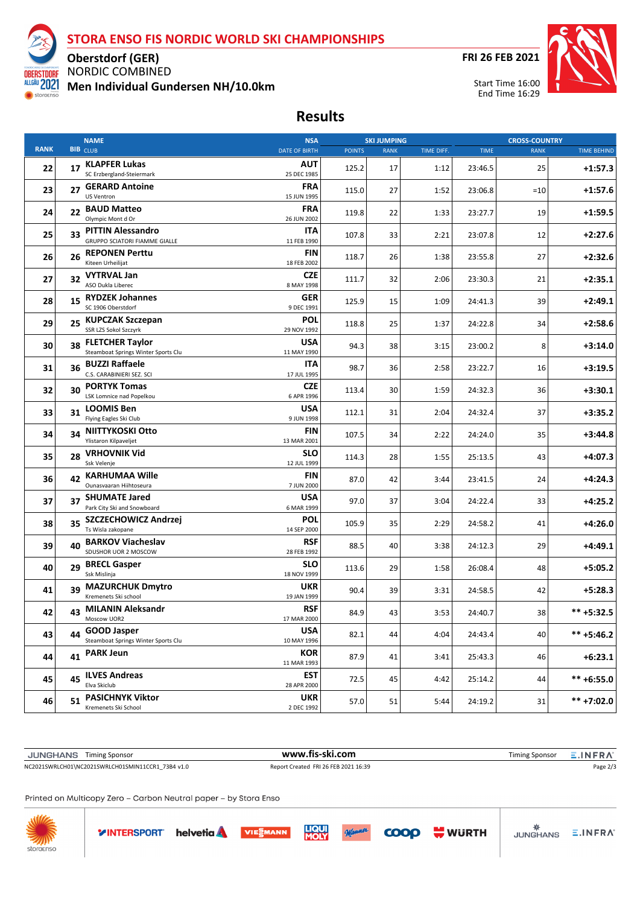# STORA ENSO FIS NORDIC WORLD SKI CHAMPIONSHIPS

**Oberstdorf (GER)**
NORDIC COMBINED
**Men Individual Gundersen NH/10.0km**

**FRI 26 FEB 2021**
Start Time 16:00
End Time 16:29

## Results

| RANK | BIB | NAME / CLUB | NSA / DATE OF BIRTH | SKI JUMPING POINTS | SKI JUMPING RANK | SKI JUMPING TIME DIFF. | CROSS-COUNTRY TIME | CROSS-COUNTRY RANK | CROSS-COUNTRY TIME BEHIND |
|---|---|---|---|---|---|---|---|---|---|
| 22 | 17 | **KLAPFER Lukas** SC Erzbergland-Steiermark | **AUT** 25 DEC 1985 | 125.2 | 17 | 1:12 | 23:46.5 | 25 | **+1:57.3** |
| 23 | 27 | **GERARD Antoine** US Ventron | **FRA** 15 JUN 1995 | 115.0 | 27 | 1:52 | 23:06.8 | =10 | **+1:57.6** |
| 24 | 22 | **BAUD Matteo** Olympic Mont d Or | **FRA** 26 JUN 2002 | 119.8 | 22 | 1:33 | 23:27.7 | 19 | **+1:59.5** |
| 25 | 33 | **PITTIN Alessandro** GRUPPO SCIATORI FIAMME GIALLE | **ITA** 11 FEB 1990 | 107.8 | 33 | 2:21 | 23:07.8 | 12 | **+2:27.6** |
| 26 | 26 | **REPONEN Perttu** Kiteen Urheilijat | **FIN** 18 FEB 2002 | 118.7 | 26 | 1:38 | 23:55.8 | 27 | **+2:32.6** |
| 27 | 32 | **VYTRVAL Jan** ASO Dukla Liberec | **CZE** 8 MAY 1998 | 111.7 | 32 | 2:06 | 23:30.3 | 21 | **+2:35.1** |
| 28 | 15 | **RYDZEK Johannes** SC 1906 Oberstdorf | **GER** 9 DEC 1991 | 125.9 | 15 | 1:09 | 24:41.3 | 39 | **+2:49.1** |
| 29 | 25 | **KUPCZAK Szczepan** SSR LZS Sokol Szczyrk | **POL** 29 NOV 1992 | 118.8 | 25 | 1:37 | 24:22.8 | 34 | **+2:58.6** |
| 30 | 38 | **FLETCHER Taylor** Steamboat Springs Winter Sports Clu | **USA** 11 MAY 1990 | 94.3 | 38 | 3:15 | 23:00.2 | 8 | **+3:14.0** |
| 31 | 36 | **BUZZI Raffaele** C.S. CARABINIERI SEZ. SCI | **ITA** 17 JUL 1995 | 98.7 | 36 | 2:58 | 23:22.7 | 16 | **+3:19.5** |
| 32 | 30 | **PORTYK Tomas** LSK Lomnice nad Popelkou | **CZE** 6 APR 1996 | 113.4 | 30 | 1:59 | 24:32.3 | 36 | **+3:30.1** |
| 33 | 31 | **LOOMIS Ben** Flying Eagles Ski Club | **USA** 9 JUN 1998 | 112.1 | 31 | 2:04 | 24:32.4 | 37 | **+3:35.2** |
| 34 | 34 | **NIITTYKOSKI Otto** Ylistaron Kilpaveljet | **FIN** 13 MAR 2001 | 107.5 | 34 | 2:22 | 24:24.0 | 35 | **+3:44.8** |
| 35 | 28 | **VRHOVNIK Vid** Ssk Velenje | **SLO** 12 JUL 1999 | 114.3 | 28 | 1:55 | 25:13.5 | 43 | **+4:07.3** |
| 36 | 42 | **KARHUMAA Wille** Ounasvaaran Hiihtoseura | **FIN** 7 JUN 2000 | 87.0 | 42 | 3:44 | 23:41.5 | 24 | **+4:24.3** |
| 37 | 37 | **SHUMATE Jared** Park City Ski and Snowboard | **USA** 6 MAR 1999 | 97.0 | 37 | 3:04 | 24:22.4 | 33 | **+4:25.2** |
| 38 | 35 | **SZCZECHOWICZ Andrzej** Ts Wisla zakopane | **POL** 14 SEP 2000 | 105.9 | 35 | 2:29 | 24:58.2 | 41 | **+4:26.0** |
| 39 | 40 | **BARKOV Viacheslav** SDUSHOR UOR 2 MOSCOW | **RSF** 28 FEB 1992 | 88.5 | 40 | 3:38 | 24:12.3 | 29 | **+4:49.1** |
| 40 | 29 | **BRECL Gasper** Ssk Mislinja | **SLO** 18 NOV 1999 | 113.6 | 29 | 1:58 | 26:08.4 | 48 | **+5:05.2** |
| 41 | 39 | **MAZURCHUK Dmytro** Kremenets Ski school | **UKR** 19 JAN 1999 | 90.4 | 39 | 3:31 | 24:58.5 | 42 | **+5:28.3** |
| 42 | 43 | **MILANIN Aleksandr** Moscow UOR2 | **RSF** 17 MAR 2000 | 84.9 | 43 | 3:53 | 24:40.7 | 38 | **\*\* +5:32.5** |
| 43 | 44 | **GOOD Jasper** Steamboat Springs Winter Sports Clu | **USA** 10 MAY 1996 | 82.1 | 44 | 4:04 | 24:43.4 | 40 | **\*\* +5:46.2** |
| 44 | 41 | **PARK Jeun** | **KOR** 11 MAR 1993 | 87.9 | 41 | 3:41 | 25:43.3 | 46 | **+6:23.1** |
| 45 | 45 | **ILVES Andreas** Elva Skiclub | **EST** 28 APR 2000 | 72.5 | 45 | 4:42 | 25:14.2 | 44 | **\*\* +6:55.0** |
| 46 | 51 | **PASICHNYK Viktor** Kremenets Ski School | **UKR** 2 DEC 1992 | 57.0 | 51 | 5:44 | 24:19.2 | 31 | **\*\* +7:02.0** |

JUNGHANS Timing Sponsor — www.fis-ski.com — Timing Sponsor INFRA

NC2021SWRLCH01\NC2021SWRLCH01SMIN11CCR1_73B4 v1.0 — Report Created FRI 26 FEB 2021 16:39

Printed on Multicopy Zero – Carbon Neutral paper – by Stora Enso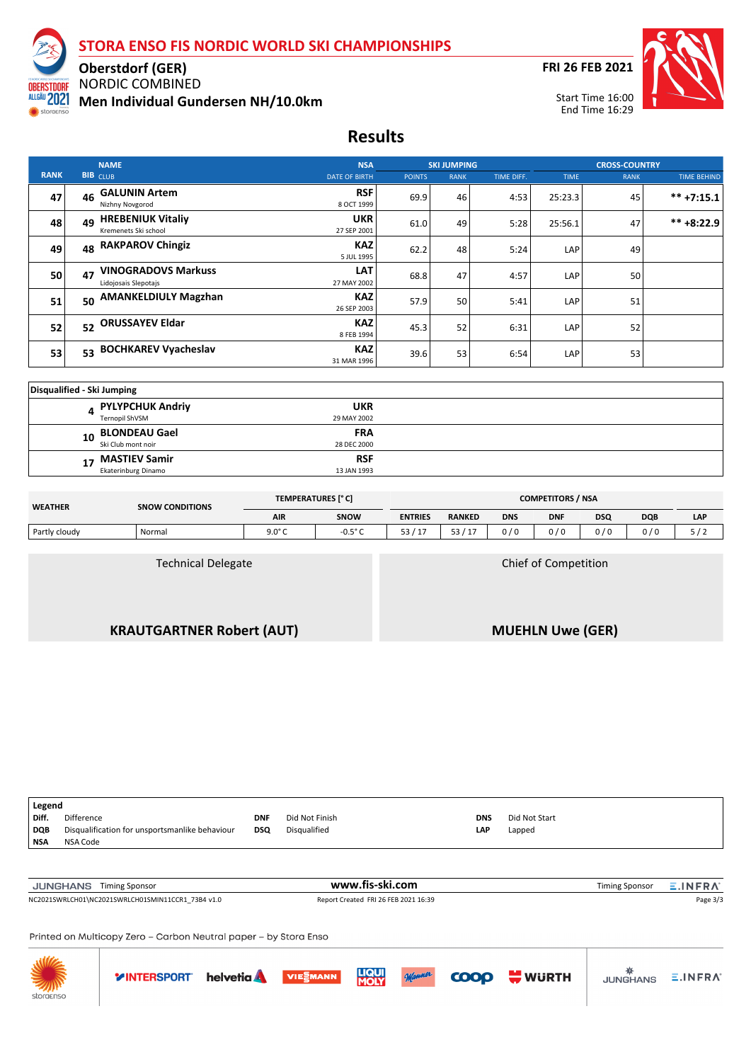# STORA ENSO FIS NORDIC WORLD SKI CHAMPIONSHIPS

**Oberstdorf (GER)**

NORDIC COMBINED

**Men Individual Gundersen NH/10.0km**

**FRI 26 FEB 2021**

Start Time 16:00
End Time 16:29

## Results

| RANK | BIB | NAME / CLUB | NSA / DATE OF BIRTH | SKI JUMPING POINTS | SKI JUMPING RANK | SKI JUMPING TIME DIFF. | CROSS-COUNTRY TIME | CROSS-COUNTRY RANK | CROSS-COUNTRY TIME BEHIND |
|---|---|---|---|---|---|---|---|---|---|
| 47 | 46 | **GALUNIN Artem** Nizhny Novgorod | RSF 8 OCT 1999 | 69.9 | 46 | 4:53 | 25:23.3 | 45 | ** +7:15.1 |
| 48 | 49 | **HREBENIUK Vitaliy** Kremenets Ski school | UKR 27 SEP 2001 | 61.0 | 49 | 5:28 | 25:56.1 | 47 | ** +8:22.9 |
| 49 | 48 | **RAKPAROV Chingiz** | KAZ 5 JUL 1995 | 62.2 | 48 | 5:24 | LAP | 49 | |
| 50 | 47 | **VINOGRADOVS Markuss** Lidojosais Slepotajs | LAT 27 MAY 2002 | 68.8 | 47 | 4:57 | LAP | 50 | |
| 51 | 50 | **AMANKELDIULY Magzhan** | KAZ 26 SEP 2003 | 57.9 | 50 | 5:41 | LAP | 51 | |
| 52 | 52 | **ORUSSAYEV Eldar** | KAZ 8 FEB 1994 | 45.3 | 52 | 6:31 | LAP | 52 | |
| 53 | 53 | **BOCHKAREV Vyacheslav** | KAZ 31 MAR 1996 | 39.6 | 53 | 6:54 | LAP | 53 | |

**Disqualified - Ski Jumping**

| BIB | NAME / CLUB | NSA / DATE OF BIRTH |
|---|---|---|
| 4 | **PYLYPCHUK Andriy** Ternopil ShVSM | UKR 29 MAY 2002 |
| 10 | **BLONDEAU Gael** Ski Club mont noir | FRA 28 DEC 2000 |
| 17 | **MASTIEV Samir** Ekaterinburg Dinamo | RSF 13 JAN 1993 |

| WEATHER | SNOW CONDITIONS | TEMPERATURES [° C] | | COMPETITORS / NSA | | | | | | |
|---|---|---|---|---|---|---|---|---|---|---|
| | | AIR | SNOW | ENTRIES | RANKED | DNS | DNF | DSQ | DQB | LAP |
| Partly cloudy | Normal | 9.0° C | -0.5° C | 53 / 17 | 53 / 17 | 0 / 0 | 0 / 0 | 0 / 0 | 0 / 0 | 5 / 2 |

| Technical Delegate | Chief of Competition |
|---|---|
| **KRAUTGARTNER Robert (AUT)** | **MUEHLN Uwe (GER)** |

**Legend**

| | | | | | |
|---|---|---|---|---|---|
| **Diff.** | Difference | **DNF** | Did Not Finish | **DNS** | Did Not Start |
| **DQB** | Disqualification for unsportsmanlike behaviour | **DSQ** | Disqualified | **LAP** | Lapped |
| **NSA** | NSA Code | | | | |

JUNGHANS Timing Sponsor — www.fis-ski.com — Timing Sponsor INFRA

NC2021SWRLCH01\NC2021SWRLCH01SMIN11CCR1_73B4 v1.0 — Report Created FRI 26 FEB 2021 16:39

Printed on Multicopy Zero – Carbon Neutral paper – by Stora Enso